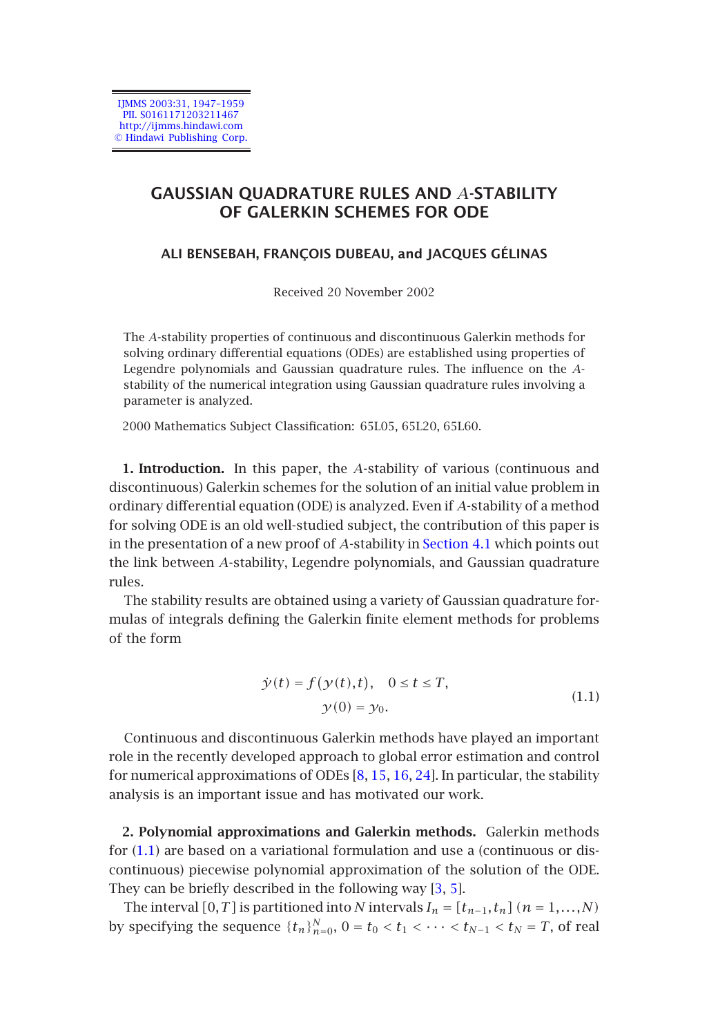# GAUSSIAN QUADRATURE RULES AND $A$-STABILITY OF GALERKIN SCHEMES FOR ODE

**ALI BENSEBAH, FRANÇOIS DUBEAU, and JACQUES GÉLINAS**

Received 20 November 2002

The $A$-stability properties of continuous and discontinuous Galerkin methods for solving ordinary differential equations (ODEs) are established using properties of Legendre polynomials and Gaussian quadrature rules. The influence on the $A$-stability of the numerical integration using Gaussian quadrature rules involving a parameter is analyzed.

2000 Mathematics Subject Classification: 65L05, 65L20, 65L60.

**1. Introduction.** In this paper, the $A$-stability of various (continuous and discontinuous) Galerkin schemes for the solution of an initial value problem in ordinary differential equation (ODE) is analyzed. Even if $A$-stability of a method for solving ODE is an old well-studied subject, the contribution of this paper is in the presentation of a new proof of $A$-stability in Section 4.1 which points out the link between $A$-stability, Legendre polynomials, and Gaussian quadrature rules.

The stability results are obtained using a variety of Gaussian quadrature formulas of integrals defining the Galerkin finite element methods for problems of the form

$$
\begin{aligned}
\dot{y}(t) &= f(y(t),t), \quad 0 \le t \le T, \\
y(0) &= y_0.
\end{aligned}
\tag{1.1}
$$

Continuous and discontinuous Galerkin methods have played an important role in the recently developed approach to global error estimation and control for numerical approximations of ODEs [8, 15, 16, 24]. In particular, the stability analysis is an important issue and has motivated our work.

**2. Polynomial approximations and Galerkin methods.** Galerkin methods for (1.1) are based on a variational formulation and use a (continuous or discontinuous) piecewise polynomial approximation of the solution of the ODE. They can be briefly described in the following way [3, 5].

The interval $[0,T]$ is partitioned into $N$ intervals $I_n = [t_{n-1}, t_n]$ $(n = 1,\dots,N)$ by specifying the sequence $\{t_n\}_{n=0}^{N}$, $0 = t_0 < t_1 < \cdots < t_{N-1} < t_N = T$, of real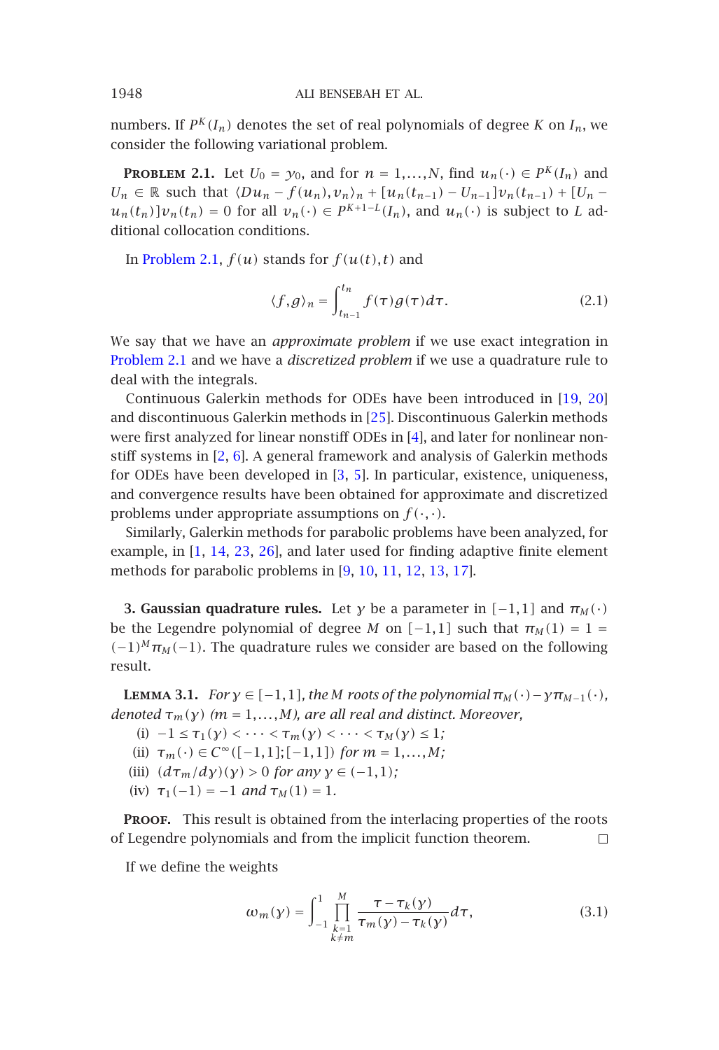numbers. If $P^K(I_n)$ denotes the set of real polynomials of degree $K$ on $I_n$, we consider the following variational problem.

**Problem 2.1.** Let $U_0 = y_0$, and for $n = 1,\dots,N$, find $u_n(\cdot) \in P^K(I_n)$ and $U_n \in \mathbb{R}$ such that $\langle Du_n - f(u_n), v_n\rangle_n + [u_n(t_{n-1}) - U_{n-1}]v_n(t_{n-1}) + [U_n - u_n(t_n)]v_n(t_n) = 0$ for all $v_n(\cdot) \in P^{K+1-L}(I_n)$, and $u_n(\cdot)$ is subject to $L$ additional collocation conditions.

In Problem 2.1, $f(u)$ stands for $f(u(t),t)$ and

$$\langle f, g\rangle_n = \int_{t_{n-1}}^{t_n} f(\tau)g(\tau)d\tau. \tag{2.1}$$

We say that we have an *approximate problem* if we use exact integration in Problem 2.1 and we have a *discretized problem* if we use a quadrature rule to deal with the integrals.

Continuous Galerkin methods for ODEs have been introduced in [19, 20] and discontinuous Galerkin methods in [25]. Discontinuous Galerkin methods were first analyzed for linear nonstiff ODEs in [4], and later for nonlinear nonstiff systems in [2, 6]. A general framework and analysis of Galerkin methods for ODEs have been developed in [3, 5]. In particular, existence, uniqueness, and convergence results have been obtained for approximate and discretized problems under appropriate assumptions on $f(\cdot,\cdot)$.

Similarly, Galerkin methods for parabolic problems have been analyzed, for example, in [1, 14, 23, 26], and later used for finding adaptive finite element methods for parabolic problems in [9, 10, 11, 12, 13, 17].

**3. Gaussian quadrature rules.** Let $\gamma$ be a parameter in $[-1,1]$ and $\pi_M(\cdot)$ be the Legendre polynomial of degree $M$ on $[-1,1]$ such that $\pi_M(1) = 1 = (-1)^M\pi_M(-1)$. The quadrature rules we consider are based on the following result.

**Lemma 3.1.** *For $\gamma \in [-1,1]$, the $M$ roots of the polynomial $\pi_M(\cdot) - \gamma\pi_{M-1}(\cdot)$, denoted $\tau_m(\gamma)$ ($m = 1,\dots,M$), are all real and distinct. Moreover,*

(i) $-1 \le \tau_1(\gamma) < \cdots < \tau_m(\gamma) < \cdots < \tau_M(\gamma) \le 1$;

(ii) $\tau_m(\cdot) \in C^\infty([-1,1];[-1,1])$ *for* $m = 1,\dots,M$;

(iii) $(d\tau_m/d\gamma)(\gamma) > 0$ *for any* $\gamma \in (-1,1)$;

(iv) $\tau_1(-1) = -1$ *and* $\tau_M(1) = 1$.

**Proof.** This result is obtained from the interlacing properties of the roots of Legendre polynomials and from the implicit function theorem. □

If we define the weights

$$\omega_m(\gamma) = \int_{-1}^{1} \prod_{\substack{k=1\\k\ne m}}^{M} \frac{\tau - \tau_k(\gamma)}{\tau_m(\gamma) - \tau_k(\gamma)} d\tau, \tag{3.1}$$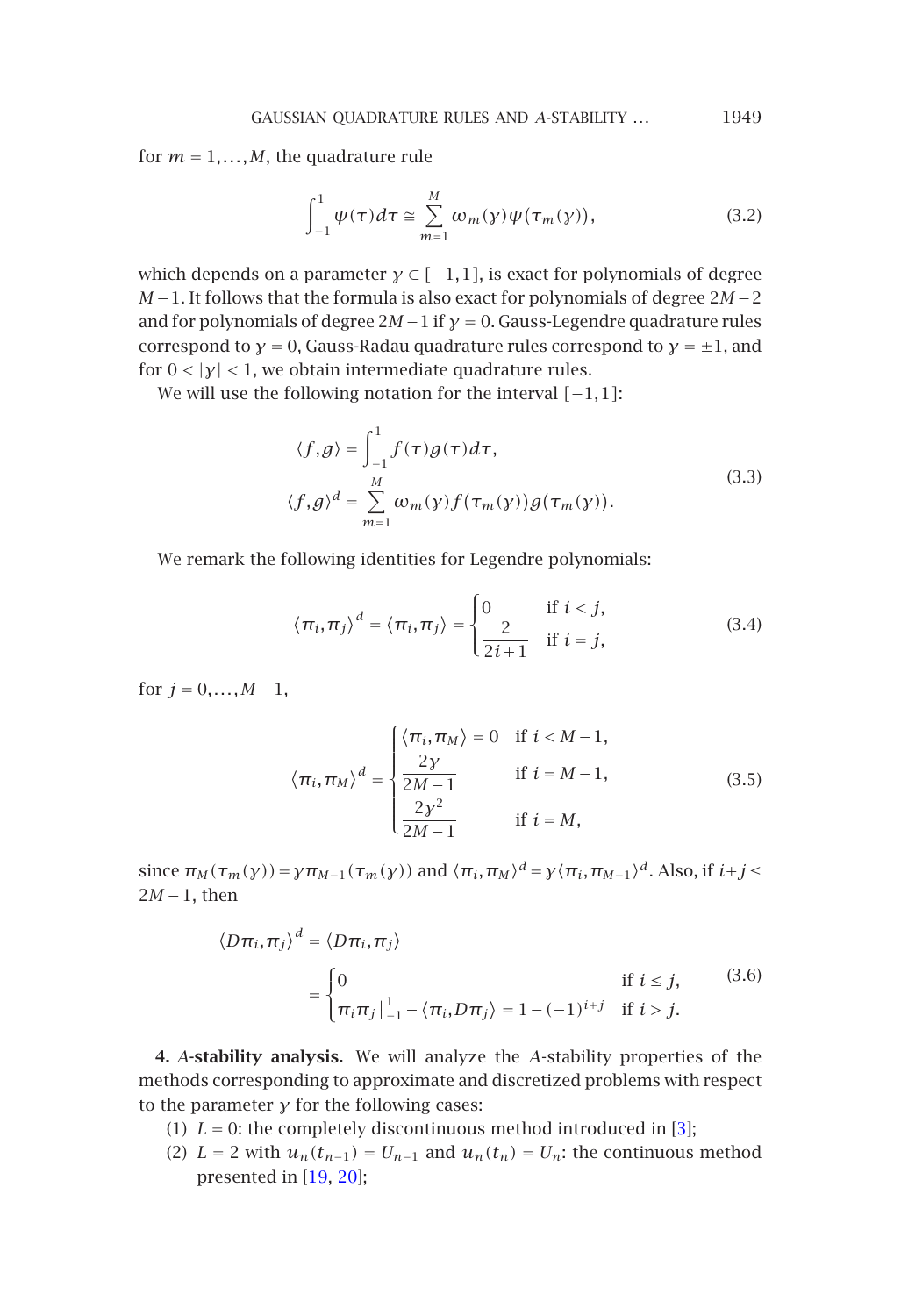for $m = 1,\dots,M$, the quadrature rule

$$\int_{-1}^{1} \psi(\tau)\,d\tau \cong \sum_{m=1}^{M} \omega_m(\gamma)\psi(\tau_m(\gamma)), \tag{3.2}$$

which depends on a parameter $\gamma \in [-1,1]$, is exact for polynomials of degree $M-1$. It follows that the formula is also exact for polynomials of degree $2M-2$ and for polynomials of degree $2M-1$ if $\gamma = 0$. Gauss-Legendre quadrature rules correspond to $\gamma = 0$, Gauss-Radau quadrature rules correspond to $\gamma = \pm 1$, and for $0 < |\gamma| < 1$, we obtain intermediate quadrature rules.

We will use the following notation for the interval $[-1,1]$:

$$\begin{aligned} \langle f,g\rangle &= \int_{-1}^{1} f(\tau)g(\tau)\,d\tau, \\ \langle f,g\rangle^d &= \sum_{m=1}^{M} \omega_m(\gamma) f(\tau_m(\gamma))g(\tau_m(\gamma)). \end{aligned} \tag{3.3}$$

We remark the following identities for Legendre polynomials:

$$\langle \pi_i,\pi_j\rangle^d = \langle \pi_i,\pi_j\rangle = \begin{cases} 0 & \text{if } i<j, \\ \dfrac{2}{2i+1} & \text{if } i=j, \end{cases} \tag{3.4}$$

for $j = 0,\dots,M-1$,

$$\langle \pi_i,\pi_M\rangle^d = \begin{cases} \langle \pi_i,\pi_M\rangle = 0 & \text{if } i<M-1, \\ \dfrac{2\gamma}{2M-1} & \text{if } i=M-1, \\ \dfrac{2\gamma^2}{2M-1} & \text{if } i=M, \end{cases} \tag{3.5}$$

since $\pi_M(\tau_m(\gamma)) = \gamma\pi_{M-1}(\tau_m(\gamma))$ and $\langle \pi_i,\pi_M\rangle^d = \gamma\langle \pi_i,\pi_{M-1}\rangle^d$. Also, if $i+j \le 2M-1$, then

$$\begin{aligned} \langle D\pi_i,\pi_j\rangle^d &= \langle D\pi_i,\pi_j\rangle \\ &= \begin{cases} 0 & \text{if } i\le j, \\ \pi_i\pi_j\,|_{-1}^{1} - \langle \pi_i, D\pi_j\rangle = 1-(-1)^{i+j} & \text{if } i>j. \end{cases} \end{aligned} \tag{3.6}$$

## 4. $A$-stability analysis.

We will analyze the $A$-stability properties of the methods corresponding to approximate and discretized problems with respect to the parameter $\gamma$ for the following cases:

1. $L = 0$: the completely discontinuous method introduced in [3];
2. $L = 2$ with $u_n(t_{n-1}) = U_{n-1}$ and $u_n(t_n) = U_n$: the continuous method presented in [19, 20];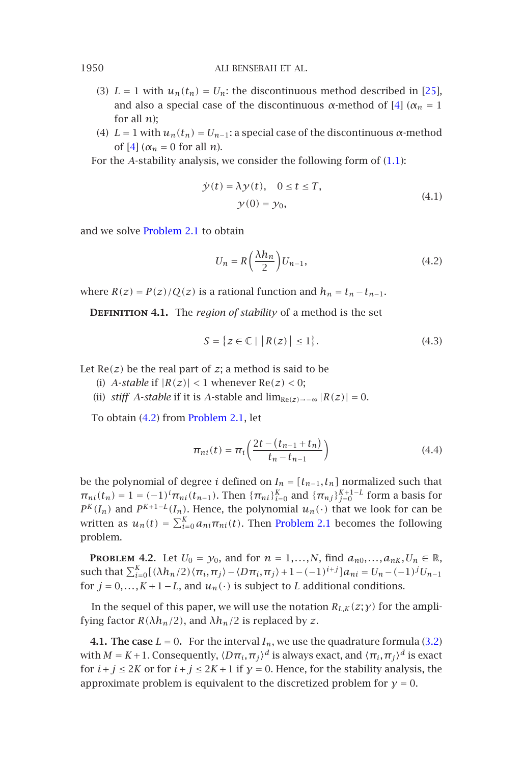(3) $L = 1$ with $u_n(t_n) = U_n$: the discontinuous method described in [25], and also a special case of the discontinuous $\alpha$-method of [4] ($\alpha_n = 1$ for all $n$);

(4) $L = 1$ with $u_n(t_n) = U_{n-1}$: a special case of the discontinuous $\alpha$-method of [4] ($\alpha_n = 0$ for all $n$).

For the $A$-stability analysis, we consider the following form of (1.1):

$$\begin{gathered} \dot{y}(t) = \lambda y(t), \quad 0 \le t \le T, \\ y(0) = y_0, \end{gathered} \tag{4.1}$$

and we solve Problem 2.1 to obtain

$$U_n = R\left(\frac{\lambda h_n}{2}\right) U_{n-1}, \tag{4.2}$$

where $R(z) = P(z)/Q(z)$ is a rational function and $h_n = t_n - t_{n-1}$.

**Definition 4.1.** The *region of stability* of a method is the set

$$S = \{ z \in \mathbb{C} \mid |R(z)| \le 1 \}. \tag{4.3}$$

Let $\operatorname{Re}(z)$ be the real part of $z$; a method is said to be

(i) *A-stable* if $|R(z)| < 1$ whenever $\operatorname{Re}(z) < 0$;

(ii) *stiff A-stable* if it is $A$-stable and $\lim_{\operatorname{Re}(z) \to -\infty} |R(z)| = 0$.

To obtain (4.2) from Problem 2.1, let

$$\pi_{ni}(t) = \pi_i \left( \frac{2t - (t_{n-1} + t_n)}{t_n - t_{n-1}} \right) \tag{4.4}$$

be the polynomial of degree $i$ defined on $I_n = [t_{n-1}, t_n]$ normalized such that $\pi_{ni}(t_n) = 1 = (-1)^i \pi_{ni}(t_{n-1})$. Then $\{\pi_{ni}\}_{i=0}^{K}$ and $\{\pi_{nj}\}_{j=0}^{K+1-L}$ form a basis for $P^K(I_n)$ and $P^{K+1-L}(I_n)$. Hence, the polynomial $u_n(\cdot)$ that we look for can be written as $u_n(t) = \sum_{i=0}^{K} a_{ni} \pi_{ni}(t)$. Then Problem 2.1 becomes the following problem.

**Problem 4.2.** Let $U_0 = y_0$, and for $n = 1, \dots, N$, find $a_{n0}, \dots, a_{nK}, U_n \in \mathbb{R}$, such that $\sum_{i=0}^{K} [(\lambda h_n / 2) \langle \pi_i, \pi_j \rangle - \langle D\pi_i, \pi_j \rangle + 1 - (-1)^{i+j}] a_{ni} = U_n - (-1)^j U_{n-1}$ for $j = 0, \dots, K+1-L$, and $u_n(\cdot)$ is subject to $L$ additional conditions.

In the sequel of this paper, we will use the notation $R_{L,K}(z; \gamma)$ for the amplifying factor $R(\lambda h_n / 2)$, and $\lambda h_n / 2$ is replaced by $z$.

**4.1. The case $L = 0$.** For the interval $I_n$, we use the quadrature formula (3.2) with $M = K+1$. Consequently, $\langle D\pi_i, \pi_j \rangle^d$ is always exact, and $\langle \pi_i, \pi_j \rangle^d$ is exact for $i + j \le 2K$ or for $i + j \le 2K+1$ if $\gamma = 0$. Hence, for the stability analysis, the approximate problem is equivalent to the discretized problem for $\gamma = 0$.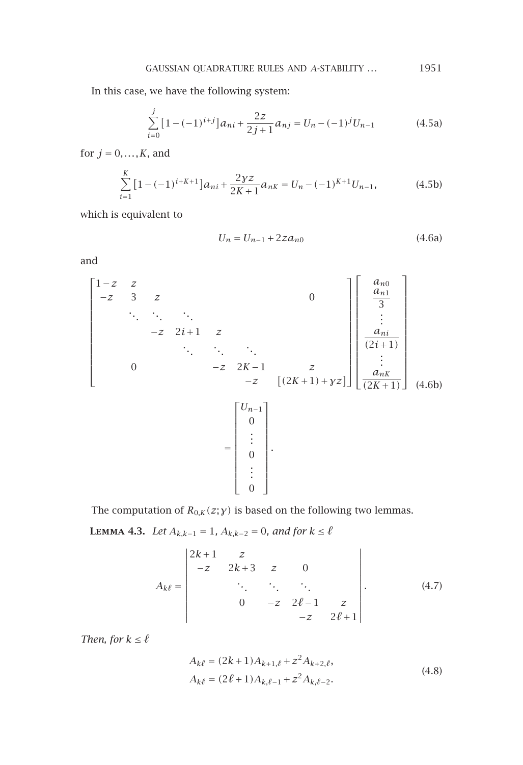In this case, we have the following system:

$$\sum_{i=0}^{j}\left[1-(-1)^{i+j}\right]a_{ni}+\frac{2z}{2j+1}a_{nj}=U_n-(-1)^j U_{n-1} \tag{4.5a}$$

for $j=0,\dots,K$, and

$$\sum_{i=1}^{K}\left[1-(-1)^{i+K+1}\right]a_{ni}+\frac{2\gamma z}{2K+1}a_{nK}=U_n-(-1)^{K+1}U_{n-1}, \tag{4.5b}$$

which is equivalent to

$$U_n=U_{n-1}+2za_{n0} \tag{4.6a}$$

and

$$\begin{bmatrix} 1-z & z & & & & & \\ -z & 3 & z & & & 0 & \\ & \ddots & \ddots & \ddots & & & \\ & & -z & 2i+1 & z & & \\ & & & \ddots & \ddots & \ddots & \\ & 0 & & & -z & 2K-1 & z \\ & & & & & -z & \left[(2K+1)+\gamma z\right] \end{bmatrix} \begin{bmatrix} a_{n0} \\ \dfrac{a_{n1}}{3} \\ \vdots \\ \dfrac{a_{ni}}{(2i+1)} \\ \vdots \\ \dfrac{a_{nK}}{(2K+1)} \end{bmatrix} = \begin{bmatrix} U_{n-1} \\ 0 \\ \vdots \\ 0 \\ \vdots \\ 0 \end{bmatrix}. \tag{4.6b}$$

The computation of $R_{0,K}(z;\gamma)$ is based on the following two lemmas.

**Lemma 4.3.** *Let $A_{k,k-1}=1$, $A_{k,k-2}=0$, and for $k\le \ell$*

$$A_{k\ell}=\begin{vmatrix} 2k+1 & z & & & \\ -z & 2k+3 & z & 0 & \\ & \ddots & \ddots & \ddots & \\ & 0 & -z & 2\ell-1 & z \\ & & & -z & 2\ell+1 \end{vmatrix}. \tag{4.7}$$

*Then, for $k\le \ell$*

$$\begin{aligned} A_{k\ell}&=(2k+1)A_{k+1,\ell}+z^2A_{k+2,\ell},\\ A_{k\ell}&=(2\ell+1)A_{k,\ell-1}+z^2A_{k,\ell-2}. \end{aligned} \tag{4.8}$$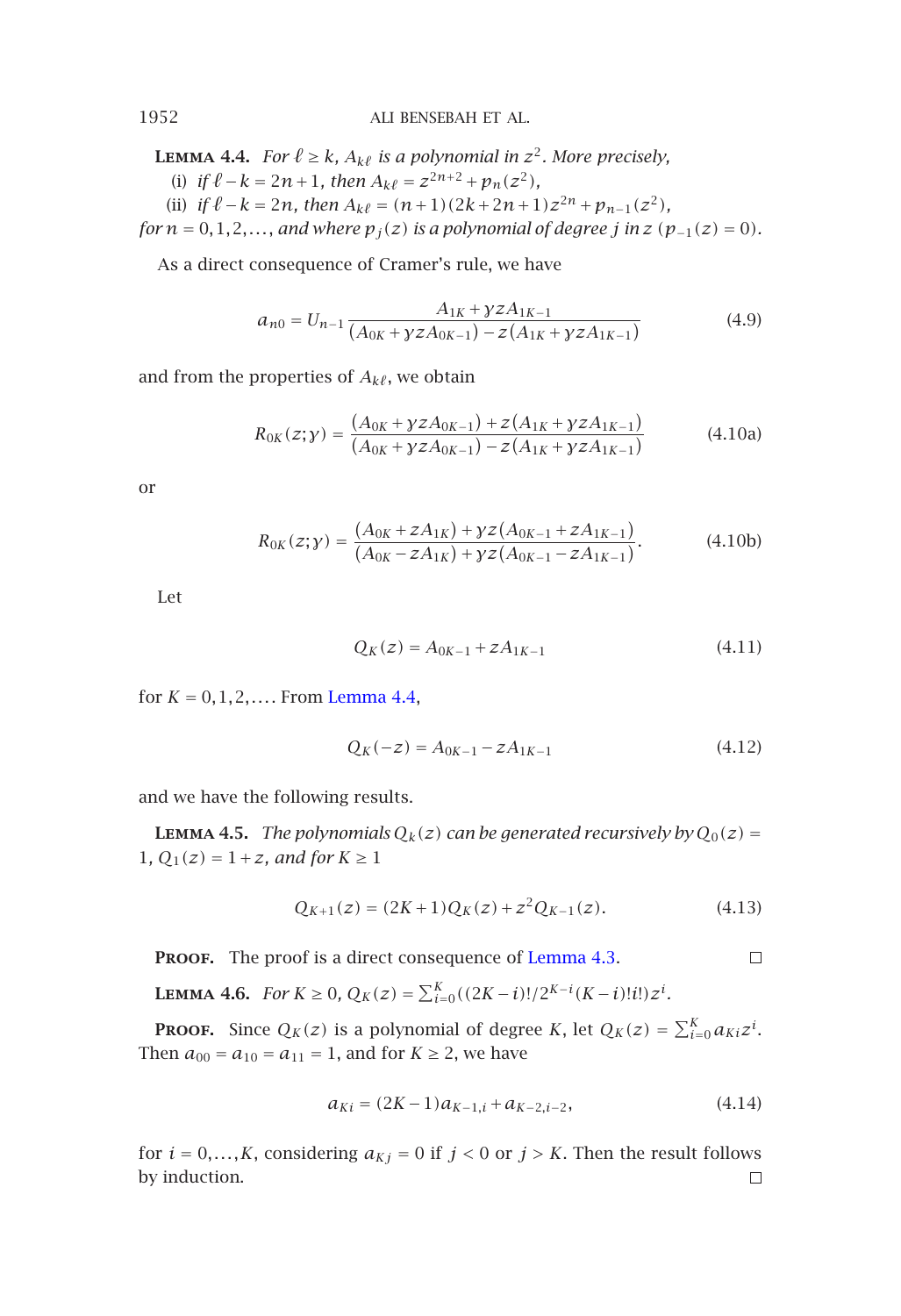**Lemma 4.4.** *For $\ell \geq k$, $A_{k\ell}$ is a polynomial in $z^2$. More precisely,*

(i) *if $\ell - k = 2n+1$, then $A_{k\ell} = z^{2n+2} + p_n(z^2)$,*

(ii) *if $\ell - k = 2n$, then $A_{k\ell} = (n+1)(2k+2n+1)z^{2n} + p_{n-1}(z^2)$,*

*for $n = 0,1,2,\ldots$, and where $p_j(z)$ is a polynomial of degree $j$ in $z$ $(p_{-1}(z) = 0)$.*

As a direct consequence of Cramer's rule, we have

$$a_{n0} = U_{n-1}\frac{A_{1K} + \gamma z A_{1K-1}}{(A_{0K} + \gamma z A_{0K-1}) - z(A_{1K} + \gamma z A_{1K-1})} \tag{4.9}$$

and from the properties of $A_{k\ell}$, we obtain

$$R_{0K}(z;\gamma) = \frac{(A_{0K} + \gamma z A_{0K-1}) + z(A_{1K} + \gamma z A_{1K-1})}{(A_{0K} + \gamma z A_{0K-1}) - z(A_{1K} + \gamma z A_{1K-1})} \tag{4.10a}$$

or

$$R_{0K}(z;\gamma) = \frac{(A_{0K} + z A_{1K}) + \gamma z(A_{0K-1} + z A_{1K-1})}{(A_{0K} - z A_{1K}) + \gamma z(A_{0K-1} - z A_{1K-1})}. \tag{4.10b}$$

Let

$$Q_K(z) = A_{0K-1} + z A_{1K-1} \tag{4.11}$$

for $K = 0,1,2,\ldots$. From Lemma 4.4,

$$Q_K(-z) = A_{0K-1} - z A_{1K-1} \tag{4.12}$$

and we have the following results.

**Lemma 4.5.** *The polynomials $Q_k(z)$ can be generated recursively by $Q_0(z) = 1$, $Q_1(z) = 1 + z$, and for $K \geq 1$*

$$Q_{K+1}(z) = (2K+1)Q_K(z) + z^2 Q_{K-1}(z). \tag{4.13}$$

**Proof.** The proof is a direct consequence of Lemma 4.3. □

**Lemma 4.6.** *For $K \geq 0$, $Q_K(z) = \sum_{i=0}^{K}((2K-i)!/2^{K-i}(K-i)!i!)z^i$.*

**Proof.** Since $Q_K(z)$ is a polynomial of degree $K$, let $Q_K(z) = \sum_{i=0}^{K} a_{Ki} z^i$. Then $a_{00} = a_{10} = a_{11} = 1$, and for $K \geq 2$, we have

$$a_{Ki} = (2K-1)a_{K-1,i} + a_{K-2,i-2}, \tag{4.14}$$

for $i = 0,\ldots,K$, considering $a_{Kj} = 0$ if $j < 0$ or $j > K$. Then the result follows by induction. □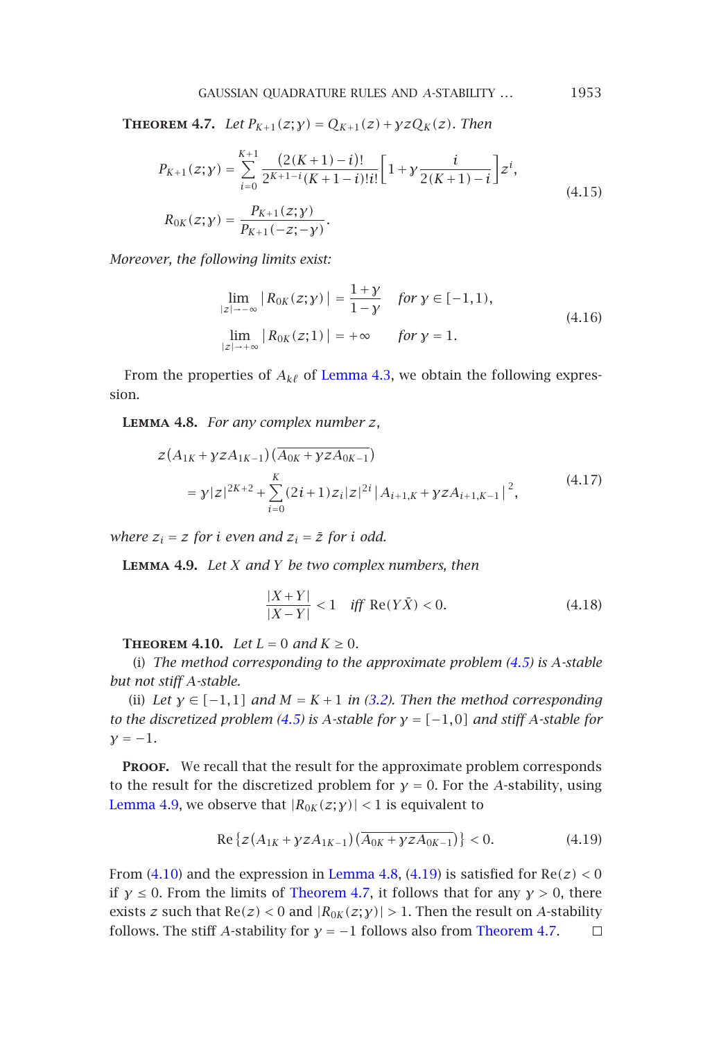**Theorem 4.7.** *Let $P_{K+1}(z;\gamma) = Q_{K+1}(z) + \gamma z Q_K(z)$. Then*

$$
\begin{aligned}
P_{K+1}(z;\gamma) &= \sum_{i=0}^{K+1} \frac{(2(K+1)-i)!}{2^{K+1-i}(K+1-i)!i!}\left[1+\gamma\frac{i}{2(K+1)-i}\right]z^i, \\
R_{0K}(z;\gamma) &= \frac{P_{K+1}(z;\gamma)}{P_{K+1}(-z;-\gamma)}.
\end{aligned}
\tag{4.15}
$$

*Moreover, the following limits exist:*

$$
\begin{aligned}
\lim_{|z|\to-\infty} \left| R_{0K}(z;\gamma) \right| &= \frac{1+\gamma}{1-\gamma} \quad \text{for } \gamma \in [-1,1), \\
\lim_{|z|\to+\infty} \left| R_{0K}(z;1) \right| &= +\infty \quad \text{for } \gamma = 1.
\end{aligned}
\tag{4.16}
$$

From the properties of $A_{k\ell}$ of Lemma 4.3, we obtain the following expression.

**Lemma 4.8.** *For any complex number $z$,*

$$
\begin{aligned}
&z\left(A_{1K}+\gamma z A_{1K-1}\right)\left(\overline{A_{0K}+\gamma z A_{0K-1}}\right) \\
&\quad = \gamma |z|^{2K+2} + \sum_{i=0}^{K}(2i+1)z_i|z|^{2i}\left|A_{i+1,K}+\gamma z A_{i+1,K-1}\right|^2,
\end{aligned}
\tag{4.17}
$$

*where $z_i = z$ for $i$ even and $z_i = \bar{z}$ for $i$ odd.*

**Lemma 4.9.** *Let $X$ and $Y$ be two complex numbers, then*

$$
\frac{|X+Y|}{|X-Y|} < 1 \quad \textit{iff} \ \operatorname{Re}(Y\bar{X}) < 0. \tag{4.18}
$$

**Theorem 4.10.** *Let $L = 0$ and $K \geq 0$.*

(i) *The method corresponding to the approximate problem (4.5) is $A$-stable but not stiff $A$-stable.*

(ii) *Let $\gamma \in [-1,1]$ and $M = K+1$ in (3.2). Then the method corresponding to the discretized problem (4.5) is $A$-stable for $\gamma = [-1,0]$ and stiff $A$-stable for $\gamma = -1$.*

**Proof.** We recall that the result for the approximate problem corresponds to the result for the discretized problem for $\gamma = 0$. For the $A$-stability, using Lemma 4.9, we observe that $|R_{0K}(z;\gamma)| < 1$ is equivalent to

$$
\operatorname{Re}\left\{z\left(A_{1K}+\gamma z A_{1K-1}\right)\left(\overline{A_{0K}+\gamma z A_{0K-1}}\right)\right\} < 0. \tag{4.19}
$$

From (4.10) and the expression in Lemma 4.8, (4.19) is satisfied for $\operatorname{Re}(z) < 0$ if $\gamma \leq 0$. From the limits of Theorem 4.7, it follows that for any $\gamma > 0$, there exists $z$ such that $\operatorname{Re}(z) < 0$ and $|R_{0K}(z;\gamma)| > 1$. Then the result on $A$-stability follows. The stiff $A$-stability for $\gamma = -1$ follows also from Theorem 4.7. □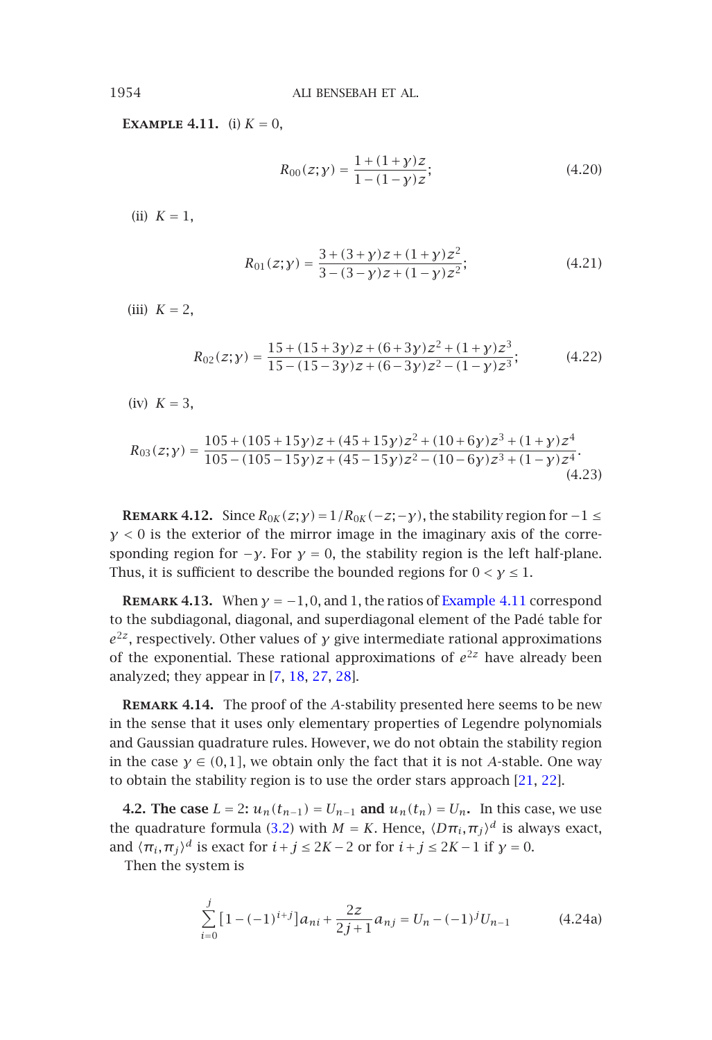**Example 4.11.** (i) $K = 0$,

$$R_{00}(z;\gamma) = \frac{1+(1+\gamma)z}{1-(1-\gamma)z}; \tag{4.20}$$

(ii) $K = 1$,

$$R_{01}(z;\gamma) = \frac{3+(3+\gamma)z+(1+\gamma)z^2}{3-(3-\gamma)z+(1-\gamma)z^2}; \tag{4.21}$$

(iii) $K = 2$,

$$R_{02}(z;\gamma) = \frac{15+(15+3\gamma)z+(6+3\gamma)z^2+(1+\gamma)z^3}{15-(15-3\gamma)z+(6-3\gamma)z^2-(1-\gamma)z^3}; \tag{4.22}$$

(iv) $K = 3$,

$$R_{03}(z;\gamma) = \frac{105+(105+15\gamma)z+(45+15\gamma)z^2+(10+6\gamma)z^3+(1+\gamma)z^4}{105-(105-15\gamma)z+(45-15\gamma)z^2-(10-6\gamma)z^3+(1-\gamma)z^4}. \tag{4.23}$$

**Remark 4.12.** Since $R_{0K}(z;\gamma) = 1/R_{0K}(-z;-\gamma)$, the stability region for $-1 \le \gamma < 0$ is the exterior of the mirror image in the imaginary axis of the corresponding region for $-\gamma$. For $\gamma = 0$, the stability region is the left half-plane. Thus, it is sufficient to describe the bounded regions for $0 < \gamma \le 1$.

**Remark 4.13.** When $\gamma = -1, 0$, and $1$, the ratios of Example 4.11 correspond to the subdiagonal, diagonal, and superdiagonal element of the Padé table for $e^{2z}$, respectively. Other values of $\gamma$ give intermediate rational approximations of the exponential. These rational approximations of $e^{2z}$ have already been analyzed; they appear in [7, 18, 27, 28].

**Remark 4.14.** The proof of the $A$-stability presented here seems to be new in the sense that it uses only elementary properties of Legendre polynomials and Gaussian quadrature rules. However, we do not obtain the stability region in the case $\gamma \in (0,1]$, we obtain only the fact that it is not $A$-stable. One way to obtain the stability region is to use the order stars approach [21, 22].

**4.2. The case $L = 2$: $u_n(t_{n-1}) = U_{n-1}$ and $u_n(t_n) = U_n$.** In this case, we use the quadrature formula (3.2) with $M = K$. Hence, $\langle D\pi_i, \pi_j\rangle^d$ is always exact, and $\langle \pi_i, \pi_j\rangle^d$ is exact for $i + j \le 2K - 2$ or for $i + j \le 2K - 1$ if $\gamma = 0$.

Then the system is

$$\sum_{i=0}^{j} \left[1-(-1)^{i+j}\right] a_{ni} + \frac{2z}{2j+1} a_{nj} = U_n - (-1)^j U_{n-1} \tag{4.24a}$$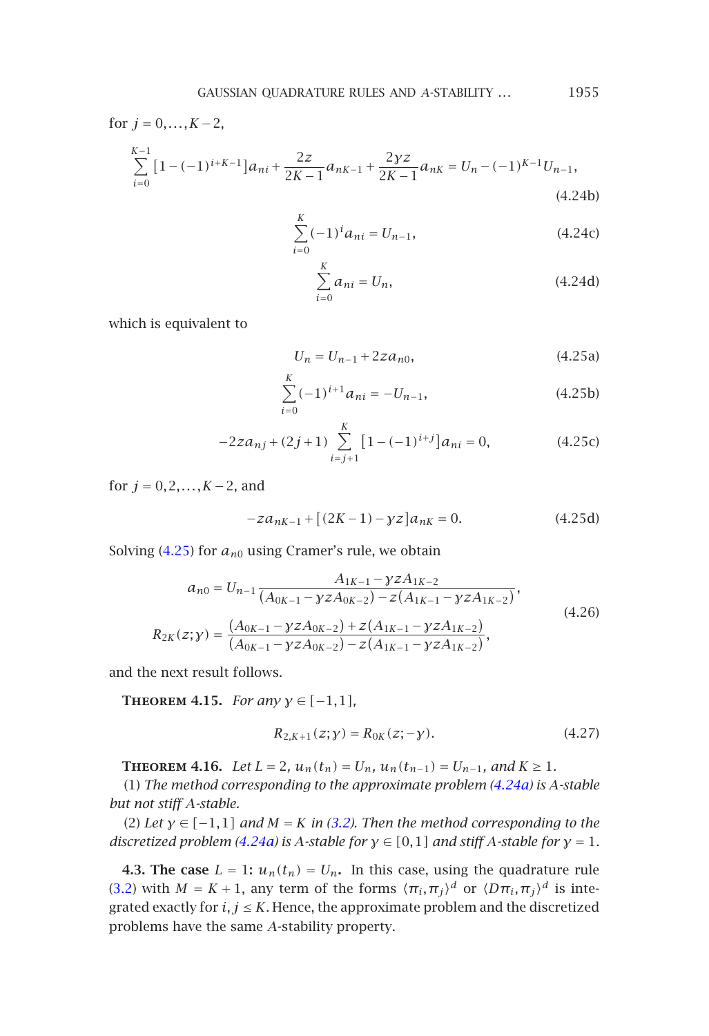for $j = 0, \dots, K-2$,

$$\sum_{i=0}^{K-1} [1-(-1)^{i+K-1}] a_{ni} + \frac{2z}{2K-1} a_{nK-1} + \frac{2\gamma z}{2K-1} a_{nK} = U_n - (-1)^{K-1} U_{n-1}, \tag{4.24b}$$

$$\sum_{i=0}^{K} (-1)^i a_{ni} = U_{n-1}, \tag{4.24c}$$

$$\sum_{i=0}^{K} a_{ni} = U_n, \tag{4.24d}$$

which is equivalent to

$$U_n = U_{n-1} + 2z a_{n0}, \tag{4.25a}$$

$$\sum_{i=0}^{K} (-1)^{i+1} a_{ni} = -U_{n-1}, \tag{4.25b}$$

$$-2z a_{nj} + (2j+1) \sum_{i=j+1}^{K} [1-(-1)^{i+j}] a_{ni} = 0, \tag{4.25c}$$

for $j = 0, 2, \dots, K-2$, and

$$-z a_{nK-1} + [(2K-1) - \gamma z] a_{nK} = 0. \tag{4.25d}$$

Solving (4.25) for $a_{n0}$ using Cramer's rule, we obtain

$$\begin{aligned} a_{n0} &= U_{n-1} \frac{A_{1K-1} - \gamma z A_{1K-2}}{(A_{0K-1} - \gamma z A_{0K-2}) - z(A_{1K-1} - \gamma z A_{1K-2})}, \\ R_{2K}(z;\gamma) &= \frac{(A_{0K-1} - \gamma z A_{0K-2}) + z(A_{1K-1} - \gamma z A_{1K-2})}{(A_{0K-1} - \gamma z A_{0K-2}) - z(A_{1K-1} - \gamma z A_{1K-2})}, \end{aligned} \tag{4.26}$$

and the next result follows.

**Theorem 4.15.** *For any $\gamma \in [-1,1]$,*

$$R_{2,K+1}(z;\gamma) = R_{0K}(z;-\gamma). \tag{4.27}$$

**Theorem 4.16.** *Let $L = 2$, $u_n(t_n) = U_n$, $u_n(t_{n-1}) = U_{n-1}$, and $K \geq 1$.*

(1) *The method corresponding to the approximate problem (4.24a) is A-stable but not stiff A-stable.*

(2) *Let $\gamma \in [-1,1]$ and $M = K$ in (3.2). Then the method corresponding to the discretized problem (4.24a) is A-stable for $\gamma \in [0,1]$ and stiff A-stable for $\gamma = 1$.*

**4.3. The case $L = 1$: $u_n(t_n) = U_n$.** In this case, using the quadrature rule (3.2) with $M = K+1$, any term of the forms $\langle \pi_i, \pi_j \rangle^d$ or $\langle D\pi_i, \pi_j \rangle^d$ is integrated exactly for $i, j \leq K$. Hence, the approximate problem and the discretized problems have the same A-stability property.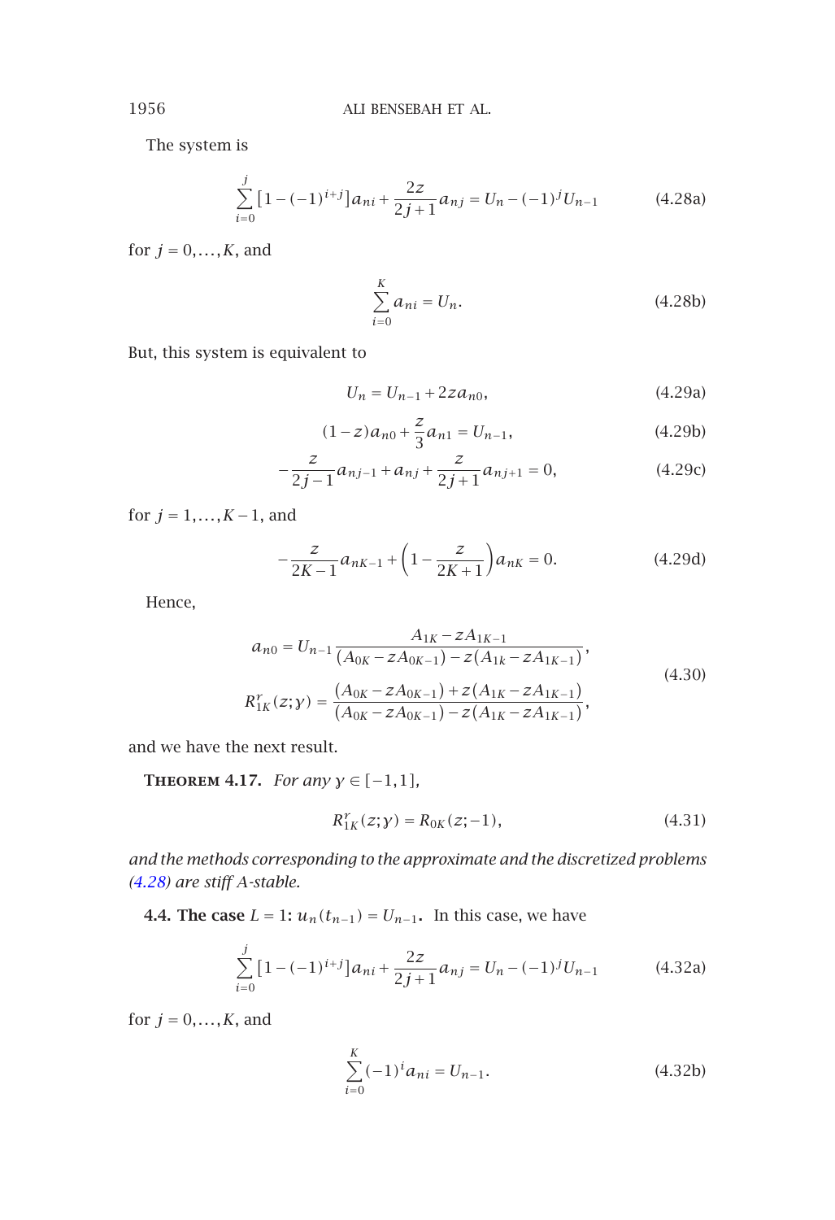The system is

$$\sum_{i=0}^{j} [1-(-1)^{i+j}] a_{ni} + \frac{2z}{2j+1} a_{nj} = U_n - (-1)^j U_{n-1} \tag{4.28a}$$

for $j = 0, \dots, K$, and

$$\sum_{i=0}^{K} a_{ni} = U_n. \tag{4.28b}$$

But, this system is equivalent to

$$U_n = U_{n-1} + 2z a_{n0}, \tag{4.29a}$$

$$(1-z) a_{n0} + \frac{z}{3} a_{n1} = U_{n-1}, \tag{4.29b}$$

$$-\frac{z}{2j-1} a_{nj-1} + a_{nj} + \frac{z}{2j+1} a_{nj+1} = 0, \tag{4.29c}$$

for $j = 1, \dots, K-1$, and

$$-\frac{z}{2K-1} a_{nK-1} + \left(1 - \frac{z}{2K+1}\right) a_{nK} = 0. \tag{4.29d}$$

Hence,

$$\begin{aligned}
a_{n0} &= U_{n-1} \frac{A_{1K} - z A_{1K-1}}{(A_{0K} - z A_{0K-1}) - z(A_{1k} - z A_{1K-1})}, \\
R_{1K}^{r}(z;\gamma) &= \frac{(A_{0K} - z A_{0K-1}) + z(A_{1K} - z A_{1K-1})}{(A_{0K} - z A_{0K-1}) - z(A_{1K} - z A_{1K-1})},
\end{aligned} \tag{4.30}$$

and we have the next result.

**Theorem 4.17.** *For any $\gamma \in [-1,1]$,*

$$R_{1K}^{r}(z;\gamma) = R_{0K}(z;-1), \tag{4.31}$$

*and the methods corresponding to the approximate and the discretized problems (4.28) are stiff A-stable.*

**4.4. The case $L = 1$: $u_n(t_{n-1}) = U_{n-1}$.** In this case, we have

$$\sum_{i=0}^{j} [1-(-1)^{i+j}] a_{ni} + \frac{2z}{2j+1} a_{nj} = U_n - (-1)^j U_{n-1} \tag{4.32a}$$

for $j = 0, \dots, K$, and

$$\sum_{i=0}^{K} (-1)^i a_{ni} = U_{n-1}. \tag{4.32b}$$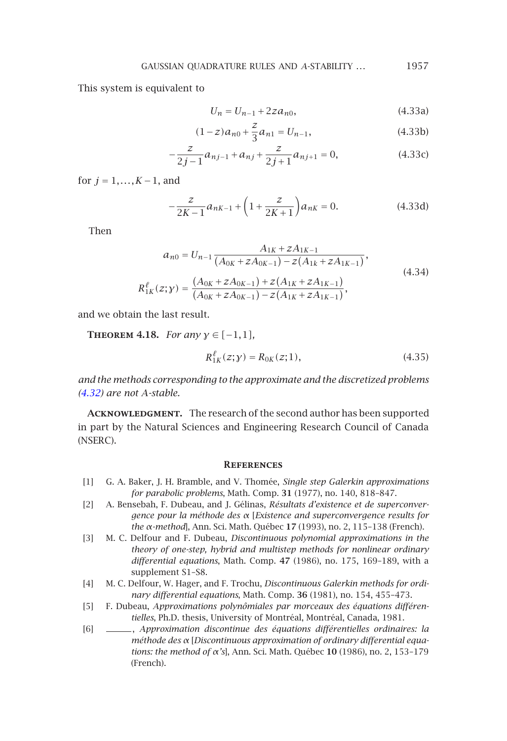This system is equivalent to

$$U_n = U_{n-1} + 2za_{n0}, \tag{4.33a}$$

$$(1-z)a_{n0} + \frac{z}{3}a_{n1} = U_{n-1}, \tag{4.33b}$$

$$-\frac{z}{2j-1}a_{nj-1} + a_{nj} + \frac{z}{2j+1}a_{nj+1} = 0, \tag{4.33c}$$

for $j = 1,\dots,K-1$, and

$$-\frac{z}{2K-1}a_{nK-1} + \left(1 + \frac{z}{2K+1}\right)a_{nK} = 0. \tag{4.33d}$$

Then

$$\begin{aligned} a_{n0} &= U_{n-1}\frac{A_{1K} + zA_{1K-1}}{(A_{0K} + zA_{0K-1}) - z(A_{1k} + zA_{1K-1})}, \\ R^{\ell}_{1K}(z;\gamma) &= \frac{(A_{0K} + zA_{0K-1}) + z(A_{1K} + zA_{1K-1})}{(A_{0K} + zA_{0K-1}) - z(A_{1K} + zA_{1K-1})}, \end{aligned} \tag{4.34}$$

and we obtain the last result.

**Theorem 4.18.** *For any $\gamma \in [-1,1]$,*

$$R^{\ell}_{1K}(z;\gamma) = R_{0K}(z;1), \tag{4.35}$$

*and the methods corresponding to the approximate and the discretized problems (4.32) are not A-stable.*

**Acknowledgment.** The research of the second author has been supported in part by the Natural Sciences and Engineering Research Council of Canada (NSERC).

## References

[1] G. A. Baker, J. H. Bramble, and V. Thomée, *Single step Galerkin approximations for parabolic problems*, Math. Comp. **31** (1977), no. 140, 818–847.

[2] A. Bensebah, F. Dubeau, and J. Gélinas, *Résultats d'existence et de superconvergence pour la méthode des α* [*Existence and superconvergence results for the α-method*], Ann. Sci. Math. Québec **17** (1993), no. 2, 115–138 (French).

[3] M. C. Delfour and F. Dubeau, *Discontinuous polynomial approximations in the theory of one-step, hybrid and multistep methods for nonlinear ordinary differential equations*, Math. Comp. **47** (1986), no. 175, 169–189, with a supplement S1–S8.

[4] M. C. Delfour, W. Hager, and F. Trochu, *Discontinuous Galerkin methods for ordinary differential equations*, Math. Comp. **36** (1981), no. 154, 455–473.

[5] F. Dubeau, *Approximations polynômiales par morceaux des équations différentielles*, Ph.D. thesis, University of Montréal, Montréal, Canada, 1981.

[6] ———, *Approximation discontinue des équations différentielles ordinaires: la méthode des α* [*Discontinuous approximation of ordinary differential equations: the method of α's*], Ann. Sci. Math. Québec **10** (1986), no. 2, 153–179 (French).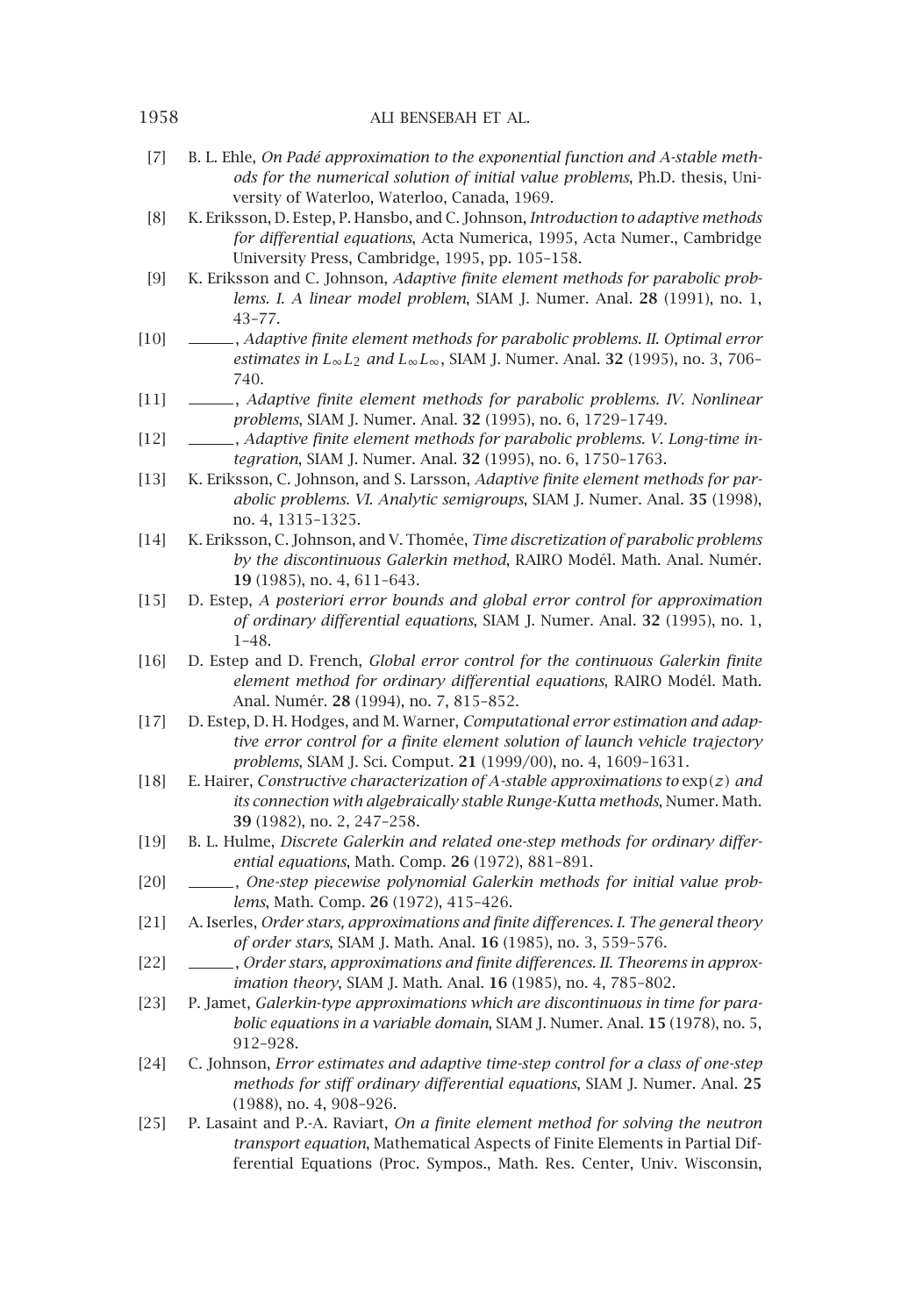[7] B. L. Ehle, *On Padé approximation to the exponential function and A-stable methods for the numerical solution of initial value problems*, Ph.D. thesis, University of Waterloo, Waterloo, Canada, 1969.

[8] K. Eriksson, D. Estep, P. Hansbo, and C. Johnson, *Introduction to adaptive methods for differential equations*, Acta Numerica, 1995, Acta Numer., Cambridge University Press, Cambridge, 1995, pp. 105–158.

[9] K. Eriksson and C. Johnson, *Adaptive finite element methods for parabolic problems. I. A linear model problem*, SIAM J. Numer. Anal. **28** (1991), no. 1, 43–77.

[10] ______, *Adaptive finite element methods for parabolic problems. II. Optimal error estimates in $L_\infty L_2$ and $L_\infty L_\infty$*, SIAM J. Numer. Anal. **32** (1995), no. 3, 706–740.

[11] ______, *Adaptive finite element methods for parabolic problems. IV. Nonlinear problems*, SIAM J. Numer. Anal. **32** (1995), no. 6, 1729–1749.

[12] ______, *Adaptive finite element methods for parabolic problems. V. Long-time integration*, SIAM J. Numer. Anal. **32** (1995), no. 6, 1750–1763.

[13] K. Eriksson, C. Johnson, and S. Larsson, *Adaptive finite element methods for parabolic problems. VI. Analytic semigroups*, SIAM J. Numer. Anal. **35** (1998), no. 4, 1315–1325.

[14] K. Eriksson, C. Johnson, and V. Thomée, *Time discretization of parabolic problems by the discontinuous Galerkin method*, RAIRO Modél. Math. Anal. Numér. **19** (1985), no. 4, 611–643.

[15] D. Estep, *A posteriori error bounds and global error control for approximation of ordinary differential equations*, SIAM J. Numer. Anal. **32** (1995), no. 1, 1–48.

[16] D. Estep and D. French, *Global error control for the continuous Galerkin finite element method for ordinary differential equations*, RAIRO Modél. Math. Anal. Numér. **28** (1994), no. 7, 815–852.

[17] D. Estep, D. H. Hodges, and M. Warner, *Computational error estimation and adaptive error control for a finite element solution of launch vehicle trajectory problems*, SIAM J. Sci. Comput. **21** (1999/00), no. 4, 1609–1631.

[18] E. Hairer, *Constructive characterization of A-stable approximations to* $\exp(z)$ *and its connection with algebraically stable Runge-Kutta methods*, Numer. Math. **39** (1982), no. 2, 247–258.

[19] B. L. Hulme, *Discrete Galerkin and related one-step methods for ordinary differential equations*, Math. Comp. **26** (1972), 881–891.

[20] ______, *One-step piecewise polynomial Galerkin methods for initial value problems*, Math. Comp. **26** (1972), 415–426.

[21] A. Iserles, *Order stars, approximations and finite differences. I. The general theory of order stars*, SIAM J. Math. Anal. **16** (1985), no. 3, 559–576.

[22] ______, *Order stars, approximations and finite differences. II. Theorems in approximation theory*, SIAM J. Math. Anal. **16** (1985), no. 4, 785–802.

[23] P. Jamet, *Galerkin-type approximations which are discontinuous in time for parabolic equations in a variable domain*, SIAM J. Numer. Anal. **15** (1978), no. 5, 912–928.

[24] C. Johnson, *Error estimates and adaptive time-step control for a class of one-step methods for stiff ordinary differential equations*, SIAM J. Numer. Anal. **25** (1988), no. 4, 908–926.

[25] P. Lasaint and P.-A. Raviart, *On a finite element method for solving the neutron transport equation*, Mathematical Aspects of Finite Elements in Partial Differential Equations (Proc. Sympos., Math. Res. Center, Univ. Wisconsin,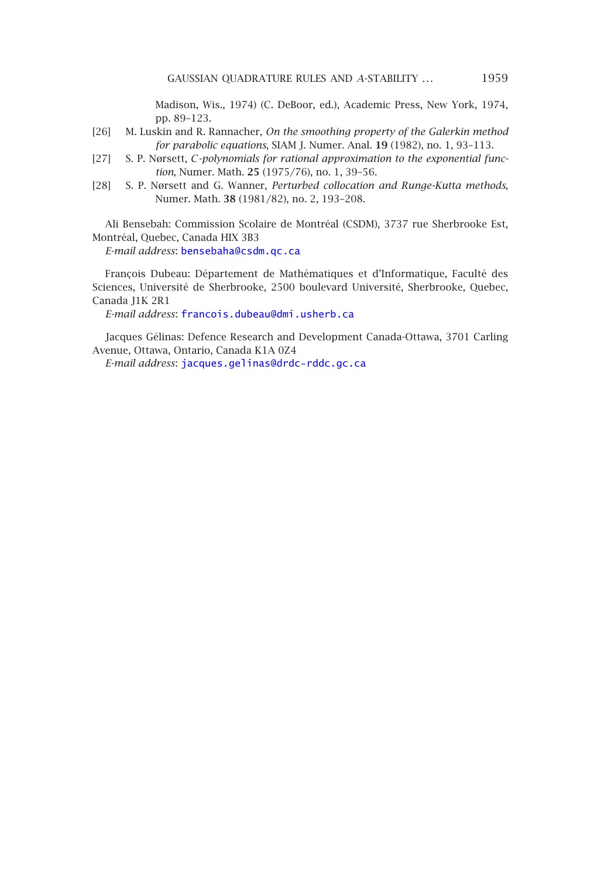Madison, Wis., 1974) (C. DeBoor, ed.), Academic Press, New York, 1974, pp. 89–123.

[26] M. Luskin and R. Rannacher, *On the smoothing property of the Galerkin method for parabolic equations*, SIAM J. Numer. Anal. **19** (1982), no. 1, 93–113.

[27] S. P. Nørsett, *C-polynomials for rational approximation to the exponential function*, Numer. Math. **25** (1975/76), no. 1, 39–56.

[28] S. P. Nørsett and G. Wanner, *Perturbed collocation and Runge-Kutta methods*, Numer. Math. **38** (1981/82), no. 2, 193–208.

Ali Bensebah: Commission Scolaire de Montréal (CSDM), 3737 rue Sherbrooke Est, Montréal, Quebec, Canada HIX 3B3

*E-mail address*: bensebaha@csdm.qc.ca

François Dubeau: Département de Mathématiques et d'Informatique, Faculté des Sciences, Université de Sherbrooke, 2500 boulevard Université, Sherbrooke, Quebec, Canada J1K 2R1

*E-mail address*: francois.dubeau@dmi.usherb.ca

Jacques Gélinas: Defence Research and Development Canada-Ottawa, 3701 Carling Avenue, Ottawa, Ontario, Canada K1A 0Z4

*E-mail address*: jacques.gelinas@drdc-rddc.gc.ca